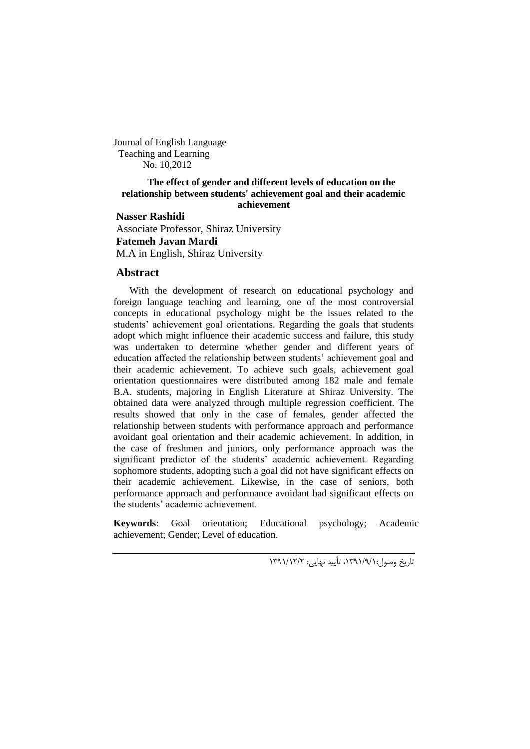Journal of English Language Teaching and Learning
No. 10,2012

# The effect of gender and different levels of education on the relationship between students' achievement goal and their academic achievement

**Nasser Rashidi**
Associate Professor, Shiraz University

**Fatemeh Javan Mardi**
M.A in English, Shiraz University

## Abstract

With the development of research on educational psychology and foreign language teaching and learning, one of the most controversial concepts in educational psychology might be the issues related to the students' achievement goal orientations. Regarding the goals that students adopt which might influence their academic success and failure, this study was undertaken to determine whether gender and different years of education affected the relationship between students' achievement goal and their academic achievement. To achieve such goals, achievement goal orientation questionnaires were distributed among 182 male and female B.A. students, majoring in English Literature at Shiraz University. The obtained data were analyzed through multiple regression coefficient. The results showed that only in the case of females, gender affected the relationship between students with performance approach and performance avoidant goal orientation and their academic achievement. In addition, in the case of freshmen and juniors, only performance approach was the significant predictor of the students' academic achievement. Regarding sophomore students, adopting such a goal did not have significant effects on their academic achievement. Likewise, in the case of seniors, both performance approach and performance avoidant had significant effects on the students' academic achievement.

**Keywords**: Goal orientation; Educational psychology; Academic achievement; Gender; Level of education.

تاریخ وصول:۱۳۹۱/۹/۱، تأیید نهایی: ۱۳۹۱/۱۲/۲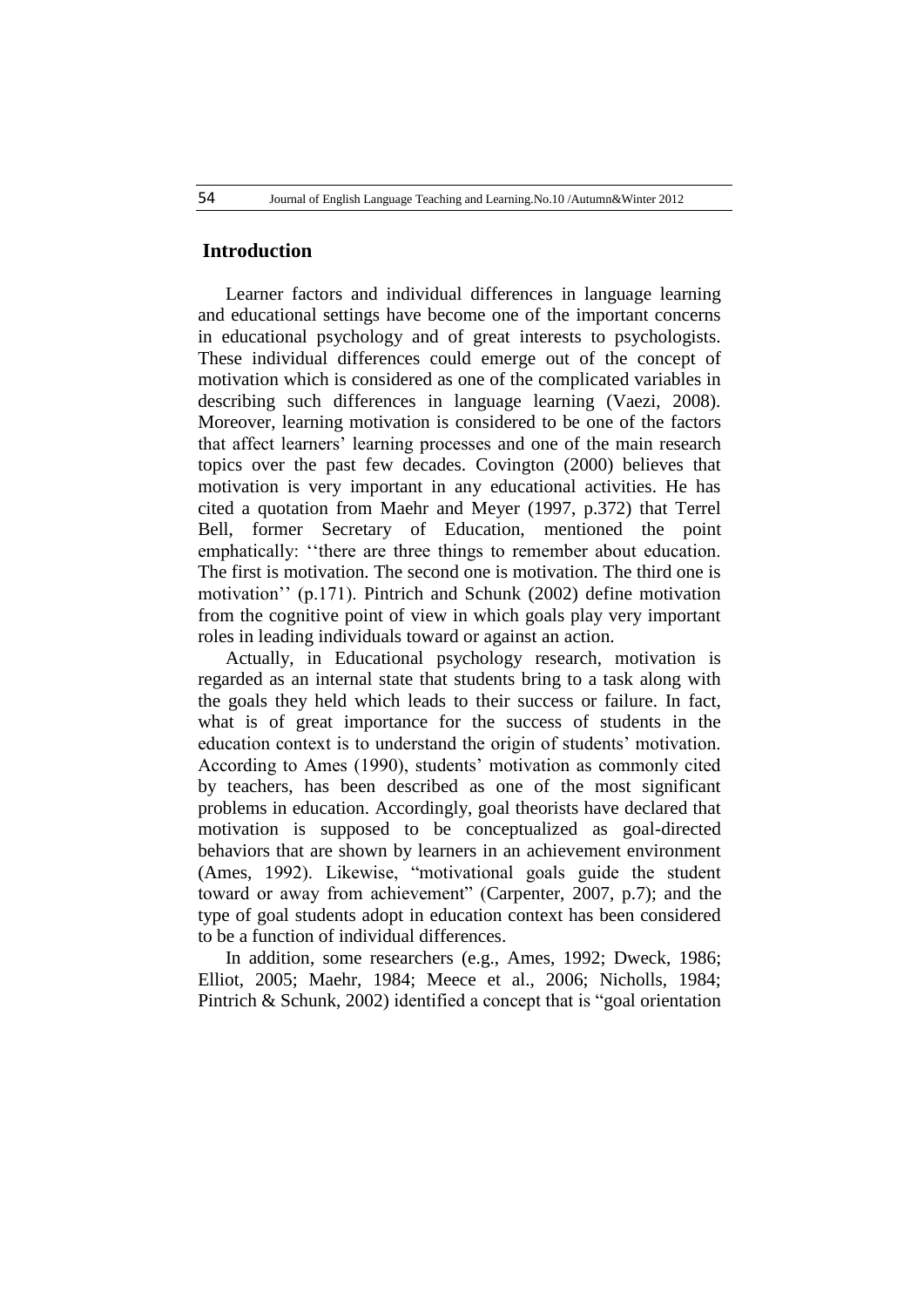## Introduction

Learner factors and individual differences in language learning and educational settings have become one of the important concerns in educational psychology and of great interests to psychologists. These individual differences could emerge out of the concept of motivation which is considered as one of the complicated variables in describing such differences in language learning (Vaezi, 2008). Moreover, learning motivation is considered to be one of the factors that affect learners' learning processes and one of the main research topics over the past few decades. Covington (2000) believes that motivation is very important in any educational activities. He has cited a quotation from Maehr and Meyer (1997, p.372) that Terrel Bell, former Secretary of Education, mentioned the point emphatically: ''there are three things to remember about education. The first is motivation. The second one is motivation. The third one is motivation'' (p.171). Pintrich and Schunk (2002) define motivation from the cognitive point of view in which goals play very important roles in leading individuals toward or against an action.

Actually, in Educational psychology research, motivation is regarded as an internal state that students bring to a task along with the goals they held which leads to their success or failure. In fact, what is of great importance for the success of students in the education context is to understand the origin of students' motivation. According to Ames (1990), students' motivation as commonly cited by teachers, has been described as one of the most significant problems in education. Accordingly, goal theorists have declared that motivation is supposed to be conceptualized as goal-directed behaviors that are shown by learners in an achievement environment (Ames, 1992). Likewise, "motivational goals guide the student toward or away from achievement" (Carpenter, 2007, p.7); and the type of goal students adopt in education context has been considered to be a function of individual differences.

In addition, some researchers (e.g., Ames, 1992; Dweck, 1986; Elliot, 2005; Maehr, 1984; Meece et al., 2006; Nicholls, 1984; Pintrich & Schunk, 2002) identified a concept that is "goal orientation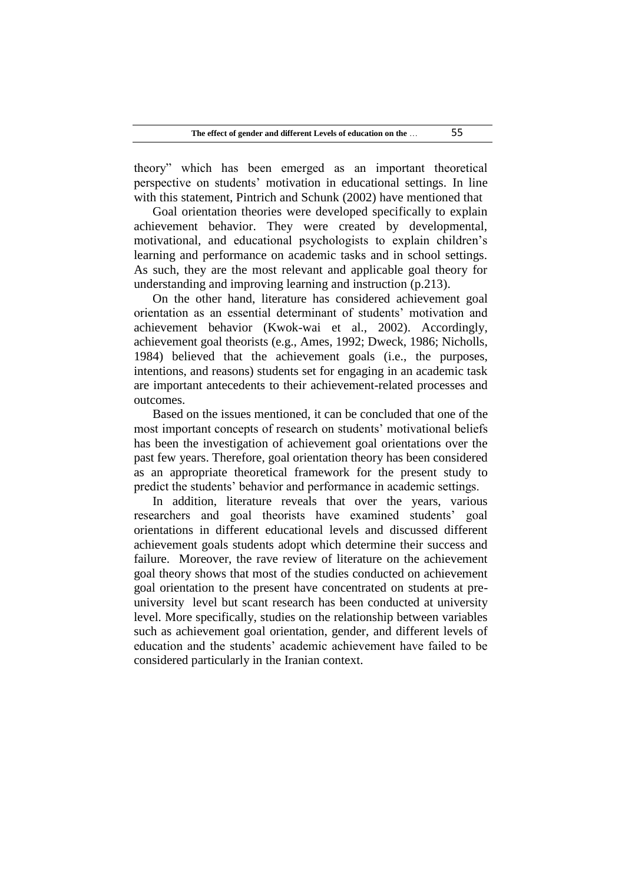theory" which has been emerged as an important theoretical perspective on students' motivation in educational settings. In line with this statement, Pintrich and Schunk (2002) have mentioned that

> Goal orientation theories were developed specifically to explain achievement behavior. They were created by developmental, motivational, and educational psychologists to explain children's learning and performance on academic tasks and in school settings. As such, they are the most relevant and applicable goal theory for understanding and improving learning and instruction (p.213).

On the other hand, literature has considered achievement goal orientation as an essential determinant of students' motivation and achievement behavior (Kwok-wai et al., 2002). Accordingly, achievement goal theorists (e.g., Ames, 1992; Dweck, 1986; Nicholls, 1984) believed that the achievement goals (i.e., the purposes, intentions, and reasons) students set for engaging in an academic task are important antecedents to their achievement-related processes and outcomes.

Based on the issues mentioned, it can be concluded that one of the most important concepts of research on students' motivational beliefs has been the investigation of achievement goal orientations over the past few years. Therefore, goal orientation theory has been considered as an appropriate theoretical framework for the present study to predict the students' behavior and performance in academic settings.

In addition, literature reveals that over the years, various researchers and goal theorists have examined students' goal orientations in different educational levels and discussed different achievement goals students adopt which determine their success and failure. Moreover, the rave review of literature on the achievement goal theory shows that most of the studies conducted on achievement goal orientation to the present have concentrated on students at pre-university level but scant research has been conducted at university level. More specifically, studies on the relationship between variables such as achievement goal orientation, gender, and different levels of education and the students' academic achievement have failed to be considered particularly in the Iranian context.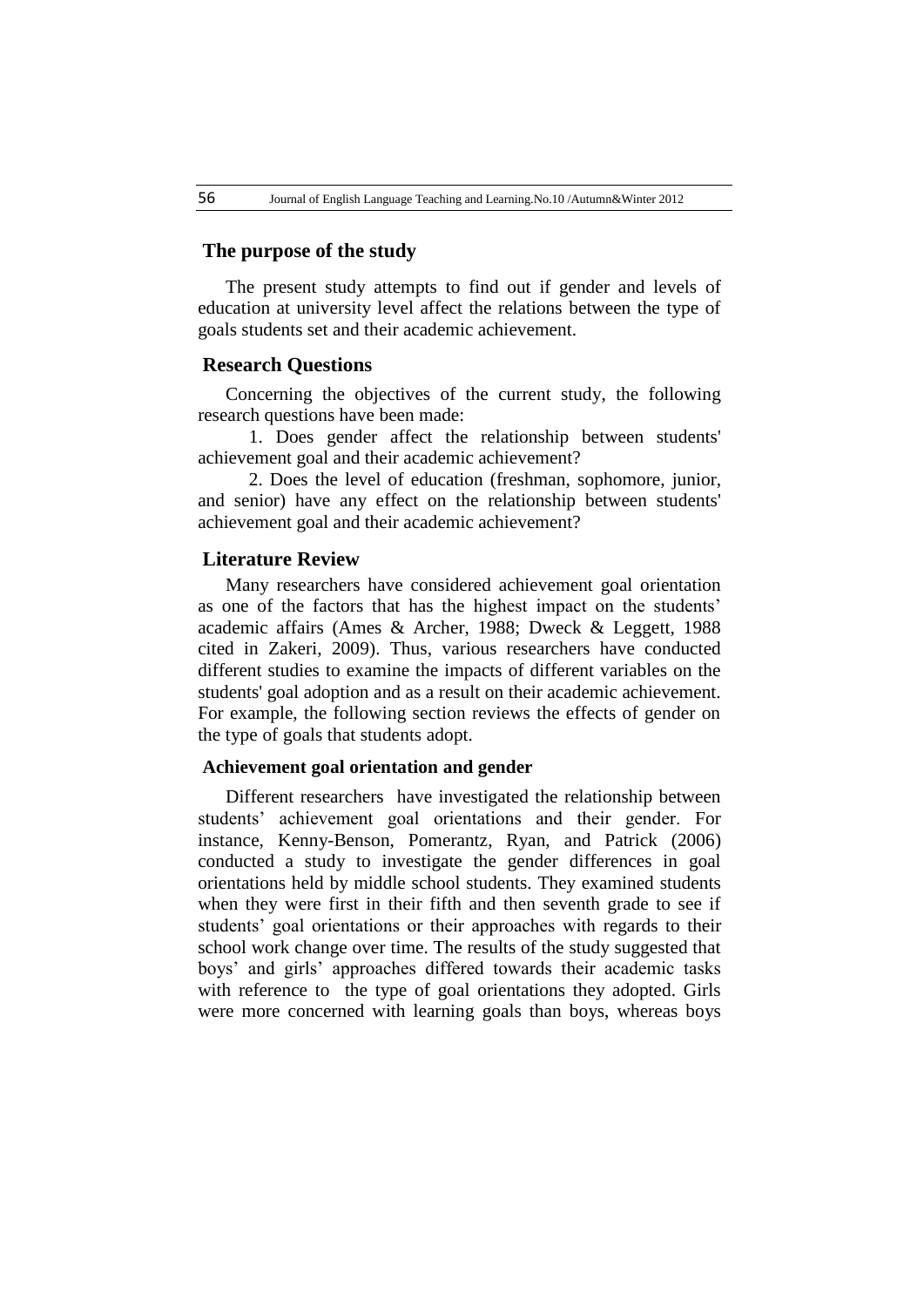## The purpose of the study

The present study attempts to find out if gender and levels of education at university level affect the relations between the type of goals students set and their academic achievement.

## Research Questions

Concerning the objectives of the current study, the following research questions have been made:

1. Does gender affect the relationship between students' achievement goal and their academic achievement?
2. Does the level of education (freshman, sophomore, junior, and senior) have any effect on the relationship between students' achievement goal and their academic achievement?

## Literature Review

Many researchers have considered achievement goal orientation as one of the factors that has the highest impact on the students' academic affairs (Ames & Archer, 1988; Dweck & Leggett, 1988 cited in Zakeri, 2009). Thus, various researchers have conducted different studies to examine the impacts of different variables on the students' goal adoption and as a result on their academic achievement. For example, the following section reviews the effects of gender on the type of goals that students adopt.

### Achievement goal orientation and gender

Different researchers have investigated the relationship between students' achievement goal orientations and their gender. For instance, Kenny-Benson, Pomerantz, Ryan, and Patrick (2006) conducted a study to investigate the gender differences in goal orientations held by middle school students. They examined students when they were first in their fifth and then seventh grade to see if students' goal orientations or their approaches with regards to their school work change over time. The results of the study suggested that boys' and girls' approaches differed towards their academic tasks with reference to the type of goal orientations they adopted. Girls were more concerned with learning goals than boys, whereas boys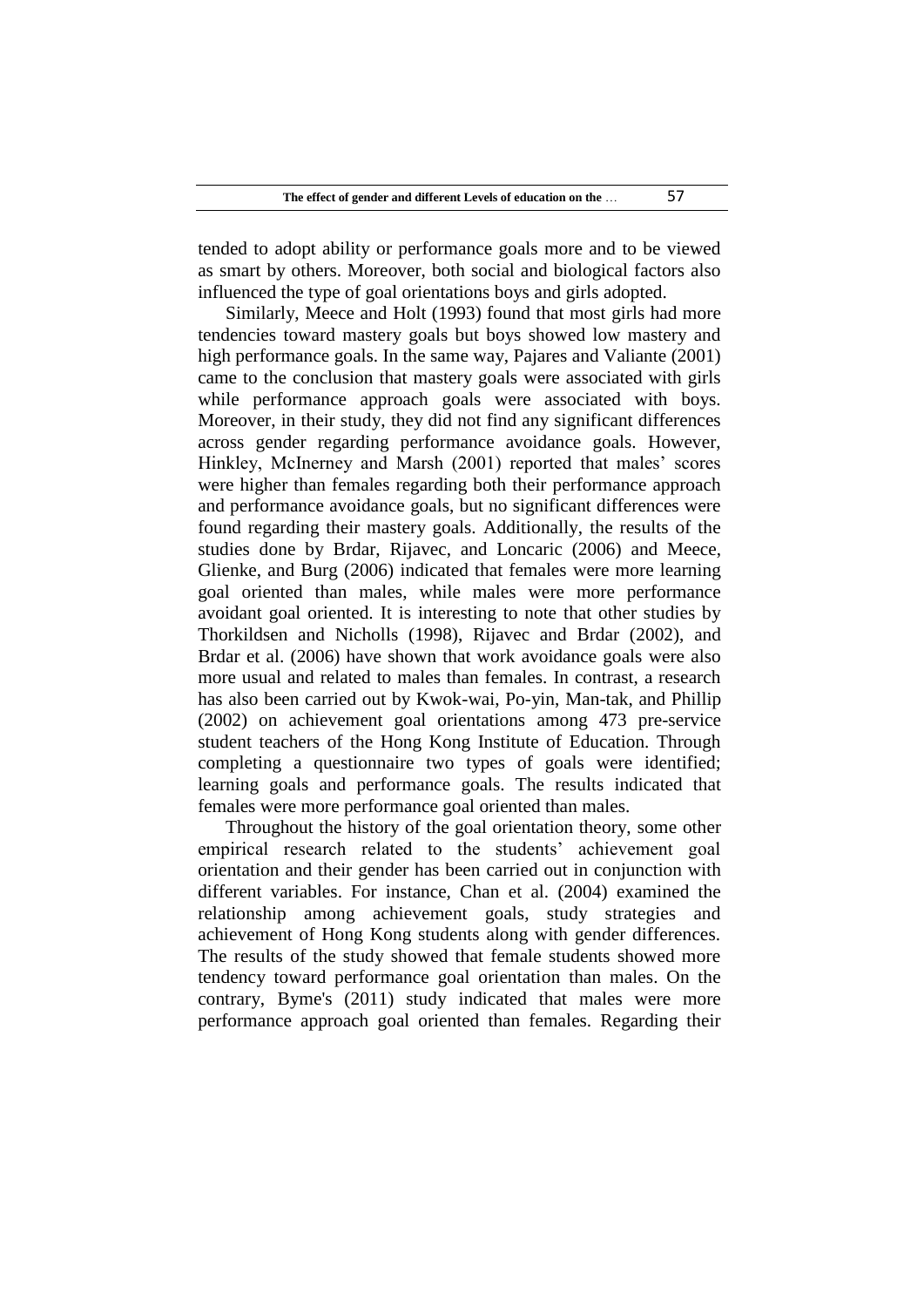tended to adopt ability or performance goals more and to be viewed as smart by others. Moreover, both social and biological factors also influenced the type of goal orientations boys and girls adopted.

Similarly, Meece and Holt (1993) found that most girls had more tendencies toward mastery goals but boys showed low mastery and high performance goals. In the same way, Pajares and Valiante (2001) came to the conclusion that mastery goals were associated with girls while performance approach goals were associated with boys. Moreover, in their study, they did not find any significant differences across gender regarding performance avoidance goals. However, Hinkley, McInerney and Marsh (2001) reported that males' scores were higher than females regarding both their performance approach and performance avoidance goals, but no significant differences were found regarding their mastery goals. Additionally, the results of the studies done by Brdar, Rijavec, and Loncaric (2006) and Meece, Glienke, and Burg (2006) indicated that females were more learning goal oriented than males, while males were more performance avoidant goal oriented. It is interesting to note that other studies by Thorkildsen and Nicholls (1998), Rijavec and Brdar (2002), and Brdar et al. (2006) have shown that work avoidance goals were also more usual and related to males than females. In contrast, a research has also been carried out by Kwok-wai, Po-yin, Man-tak, and Phillip (2002) on achievement goal orientations among 473 pre-service student teachers of the Hong Kong Institute of Education. Through completing a questionnaire two types of goals were identified; learning goals and performance goals. The results indicated that females were more performance goal oriented than males.

Throughout the history of the goal orientation theory, some other empirical research related to the students' achievement goal orientation and their gender has been carried out in conjunction with different variables. For instance, Chan et al. (2004) examined the relationship among achievement goals, study strategies and achievement of Hong Kong students along with gender differences. The results of the study showed that female students showed more tendency toward performance goal orientation than males. On the contrary, Byme's (2011) study indicated that males were more performance approach goal oriented than females. Regarding their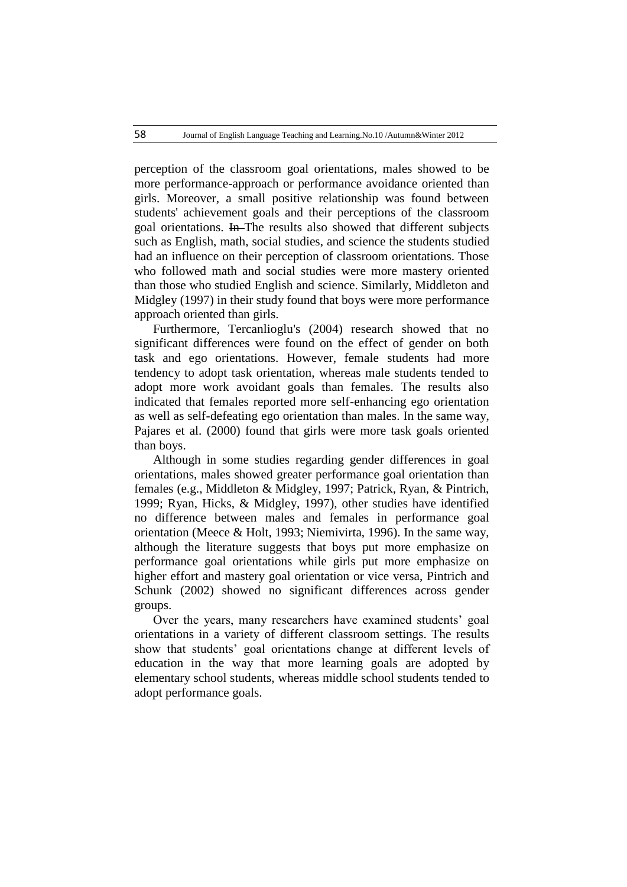perception of the classroom goal orientations, males showed to be more performance-approach or performance avoidance oriented than girls. Moreover, a small positive relationship was found between students' achievement goals and their perceptions of the classroom goal orientations. ~~In~~ The results also showed that different subjects such as English, math, social studies, and science the students studied had an influence on their perception of classroom orientations. Those who followed math and social studies were more mastery oriented than those who studied English and science. Similarly, Middleton and Midgley (1997) in their study found that boys were more performance approach oriented than girls.

Furthermore, Tercanlioglu's (2004) research showed that no significant differences were found on the effect of gender on both task and ego orientations. However, female students had more tendency to adopt task orientation, whereas male students tended to adopt more work avoidant goals than females. The results also indicated that females reported more self-enhancing ego orientation as well as self-defeating ego orientation than males. In the same way, Pajares et al. (2000) found that girls were more task goals oriented than boys.

Although in some studies regarding gender differences in goal orientations, males showed greater performance goal orientation than females (e.g., Middleton & Midgley, 1997; Patrick, Ryan, & Pintrich, 1999; Ryan, Hicks, & Midgley, 1997), other studies have identified no difference between males and females in performance goal orientation (Meece & Holt, 1993; Niemivirta, 1996). In the same way, although the literature suggests that boys put more emphasize on performance goal orientations while girls put more emphasize on higher effort and mastery goal orientation or vice versa, Pintrich and Schunk (2002) showed no significant differences across gender groups.

Over the years, many researchers have examined students' goal orientations in a variety of different classroom settings. The results show that students' goal orientations change at different levels of education in the way that more learning goals are adopted by elementary school students, whereas middle school students tended to adopt performance goals.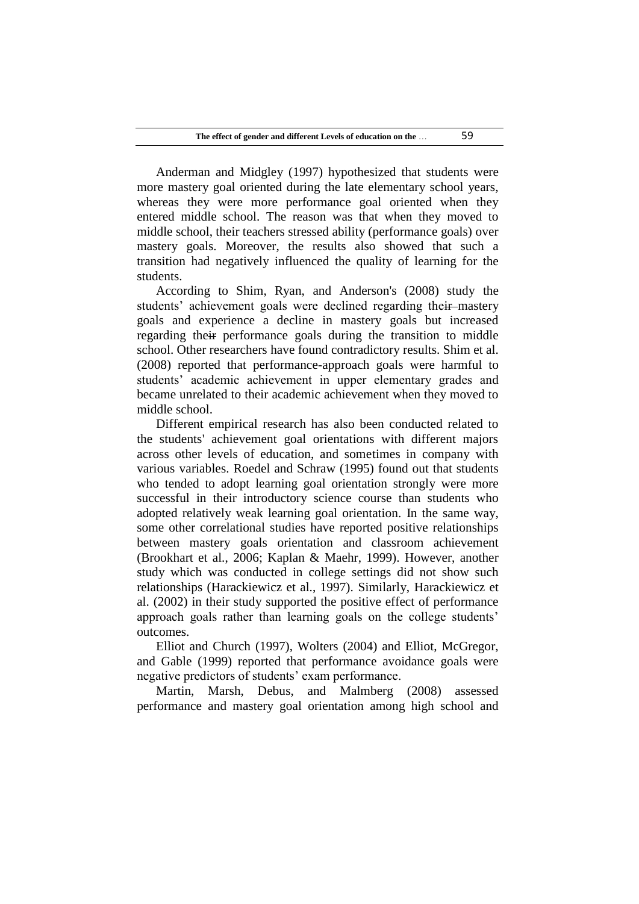Anderman and Midgley (1997) hypothesized that students were more mastery goal oriented during the late elementary school years, whereas they were more performance goal oriented when they entered middle school. The reason was that when they moved to middle school, their teachers stressed ability (performance goals) over mastery goals. Moreover, the results also showed that such a transition had negatively influenced the quality of learning for the students.

According to Shim, Ryan, and Anderson's (2008) study the students' achievement goals were declined regarding the~~ir~~ mastery goals and experience a decline in mastery goals but increased regarding the~~ir~~ performance goals during the transition to middle school. Other researchers have found contradictory results. Shim et al. (2008) reported that performance-approach goals were harmful to students' academic achievement in upper elementary grades and became unrelated to their academic achievement when they moved to middle school.

Different empirical research has also been conducted related to the students' achievement goal orientations with different majors across other levels of education, and sometimes in company with various variables. Roedel and Schraw (1995) found out that students who tended to adopt learning goal orientation strongly were more successful in their introductory science course than students who adopted relatively weak learning goal orientation. In the same way, some other correlational studies have reported positive relationships between mastery goals orientation and classroom achievement (Brookhart et al., 2006; Kaplan & Maehr, 1999). However, another study which was conducted in college settings did not show such relationships (Harackiewicz et al., 1997). Similarly, Harackiewicz et al. (2002) in their study supported the positive effect of performance approach goals rather than learning goals on the college students' outcomes.

Elliot and Church (1997), Wolters (2004) and Elliot, McGregor, and Gable (1999) reported that performance avoidance goals were negative predictors of students' exam performance.

Martin, Marsh, Debus, and Malmberg (2008) assessed performance and mastery goal orientation among high school and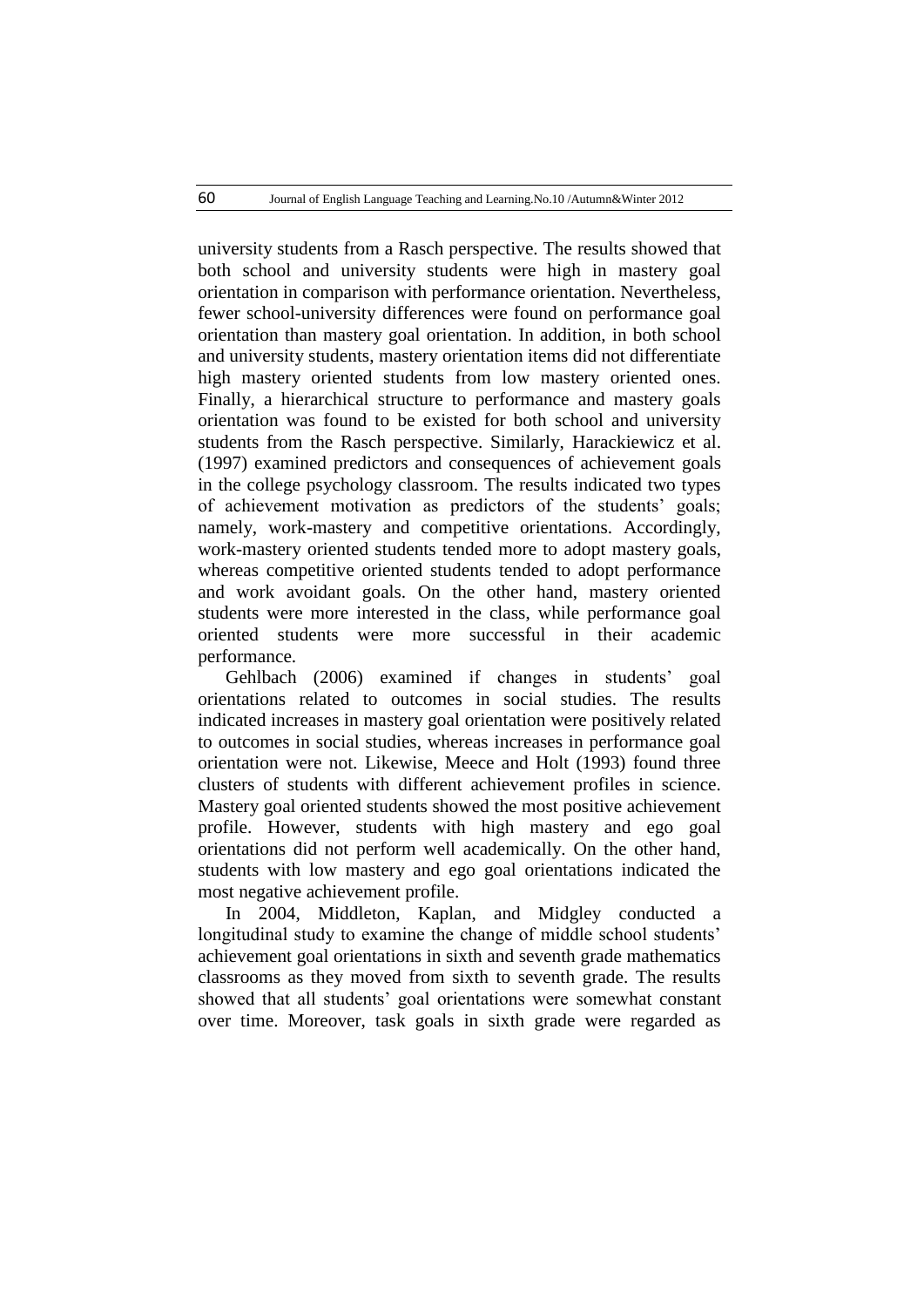university students from a Rasch perspective. The results showed that both school and university students were high in mastery goal orientation in comparison with performance orientation. Nevertheless, fewer school-university differences were found on performance goal orientation than mastery goal orientation. In addition, in both school and university students, mastery orientation items did not differentiate high mastery oriented students from low mastery oriented ones. Finally, a hierarchical structure to performance and mastery goals orientation was found to be existed for both school and university students from the Rasch perspective. Similarly, Harackiewicz et al. (1997) examined predictors and consequences of achievement goals in the college psychology classroom. The results indicated two types of achievement motivation as predictors of the students' goals; namely, work-mastery and competitive orientations. Accordingly, work-mastery oriented students tended more to adopt mastery goals, whereas competitive oriented students tended to adopt performance and work avoidant goals. On the other hand, mastery oriented students were more interested in the class, while performance goal oriented students were more successful in their academic performance.

Gehlbach (2006) examined if changes in students' goal orientations related to outcomes in social studies. The results indicated increases in mastery goal orientation were positively related to outcomes in social studies, whereas increases in performance goal orientation were not. Likewise, Meece and Holt (1993) found three clusters of students with different achievement profiles in science. Mastery goal oriented students showed the most positive achievement profile. However, students with high mastery and ego goal orientations did not perform well academically. On the other hand, students with low mastery and ego goal orientations indicated the most negative achievement profile.

In 2004, Middleton, Kaplan, and Midgley conducted a longitudinal study to examine the change of middle school students' achievement goal orientations in sixth and seventh grade mathematics classrooms as they moved from sixth to seventh grade. The results showed that all students' goal orientations were somewhat constant over time. Moreover, task goals in sixth grade were regarded as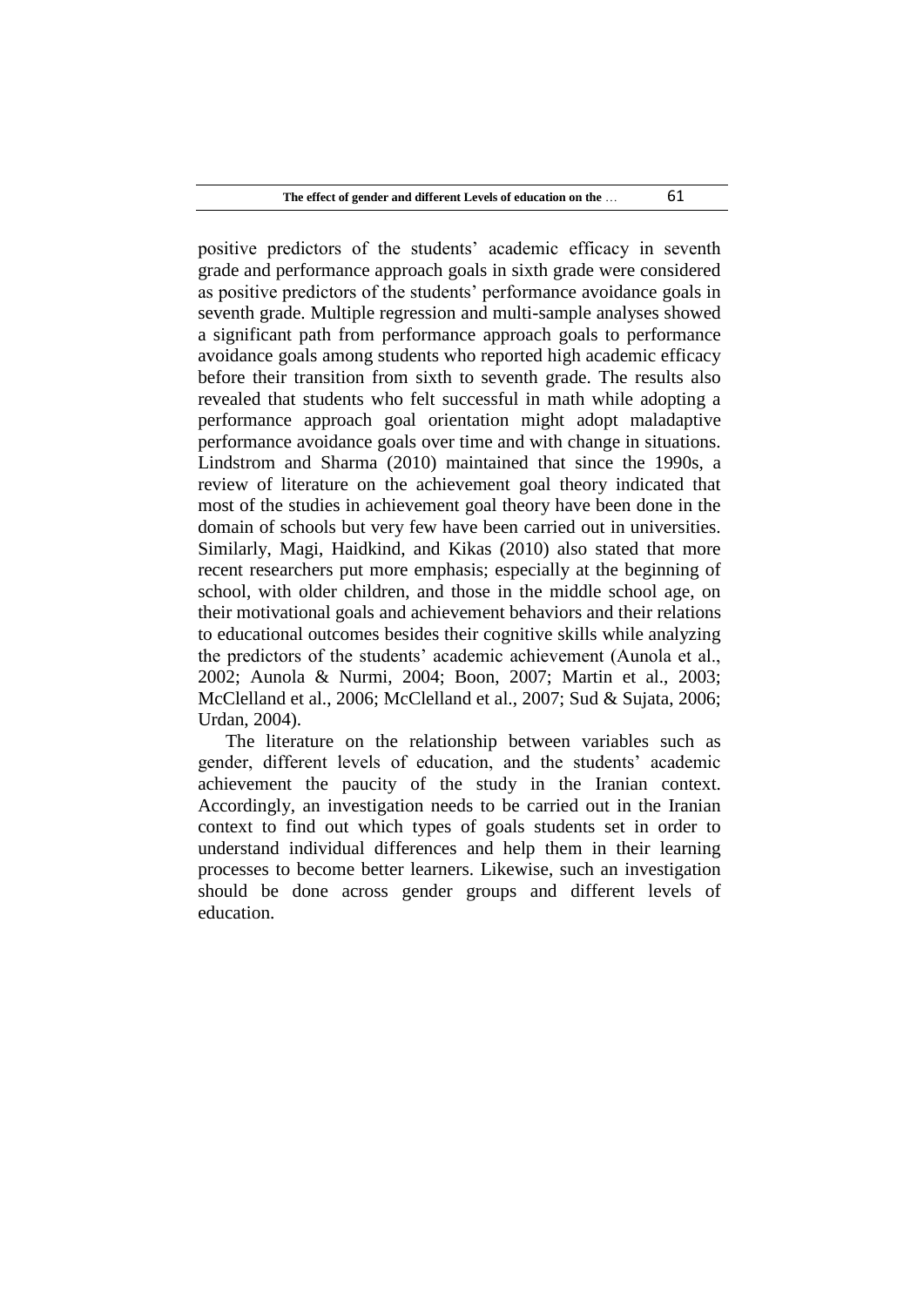positive predictors of the students' academic efficacy in seventh grade and performance approach goals in sixth grade were considered as positive predictors of the students' performance avoidance goals in seventh grade. Multiple regression and multi-sample analyses showed a significant path from performance approach goals to performance avoidance goals among students who reported high academic efficacy before their transition from sixth to seventh grade. The results also revealed that students who felt successful in math while adopting a performance approach goal orientation might adopt maladaptive performance avoidance goals over time and with change in situations. Lindstrom and Sharma (2010) maintained that since the 1990s, a review of literature on the achievement goal theory indicated that most of the studies in achievement goal theory have been done in the domain of schools but very few have been carried out in universities. Similarly, Magi, Haidkind, and Kikas (2010) also stated that more recent researchers put more emphasis; especially at the beginning of school, with older children, and those in the middle school age, on their motivational goals and achievement behaviors and their relations to educational outcomes besides their cognitive skills while analyzing the predictors of the students' academic achievement (Aunola et al., 2002; Aunola & Nurmi, 2004; Boon, 2007; Martin et al., 2003; McClelland et al., 2006; McClelland et al., 2007; Sud & Sujata, 2006; Urdan, 2004).

The literature on the relationship between variables such as gender, different levels of education, and the students' academic achievement the paucity of the study in the Iranian context. Accordingly, an investigation needs to be carried out in the Iranian context to find out which types of goals students set in order to understand individual differences and help them in their learning processes to become better learners. Likewise, such an investigation should be done across gender groups and different levels of education.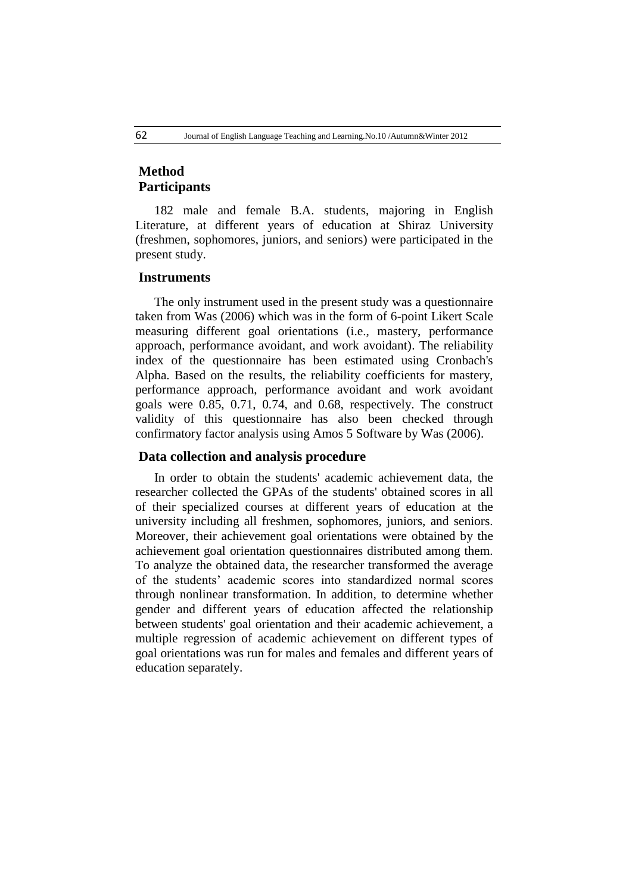## Method

### Participants

182 male and female B.A. students, majoring in English Literature, at different years of education at Shiraz University (freshmen, sophomores, juniors, and seniors) were participated in the present study.

### Instruments

The only instrument used in the present study was a questionnaire taken from Was (2006) which was in the form of 6-point Likert Scale measuring different goal orientations (i.e., mastery, performance approach, performance avoidant, and work avoidant). The reliability index of the questionnaire has been estimated using Cronbach's Alpha. Based on the results, the reliability coefficients for mastery, performance approach, performance avoidant and work avoidant goals were 0.85, 0.71, 0.74, and 0.68, respectively. The construct validity of this questionnaire has also been checked through confirmatory factor analysis using Amos 5 Software by Was (2006).

### Data collection and analysis procedure

In order to obtain the students' academic achievement data, the researcher collected the GPAs of the students' obtained scores in all of their specialized courses at different years of education at the university including all freshmen, sophomores, juniors, and seniors. Moreover, their achievement goal orientations were obtained by the achievement goal orientation questionnaires distributed among them. To analyze the obtained data, the researcher transformed the average of the students' academic scores into standardized normal scores through nonlinear transformation. In addition, to determine whether gender and different years of education affected the relationship between students' goal orientation and their academic achievement, a multiple regression of academic achievement on different types of goal orientations was run for males and females and different years of education separately.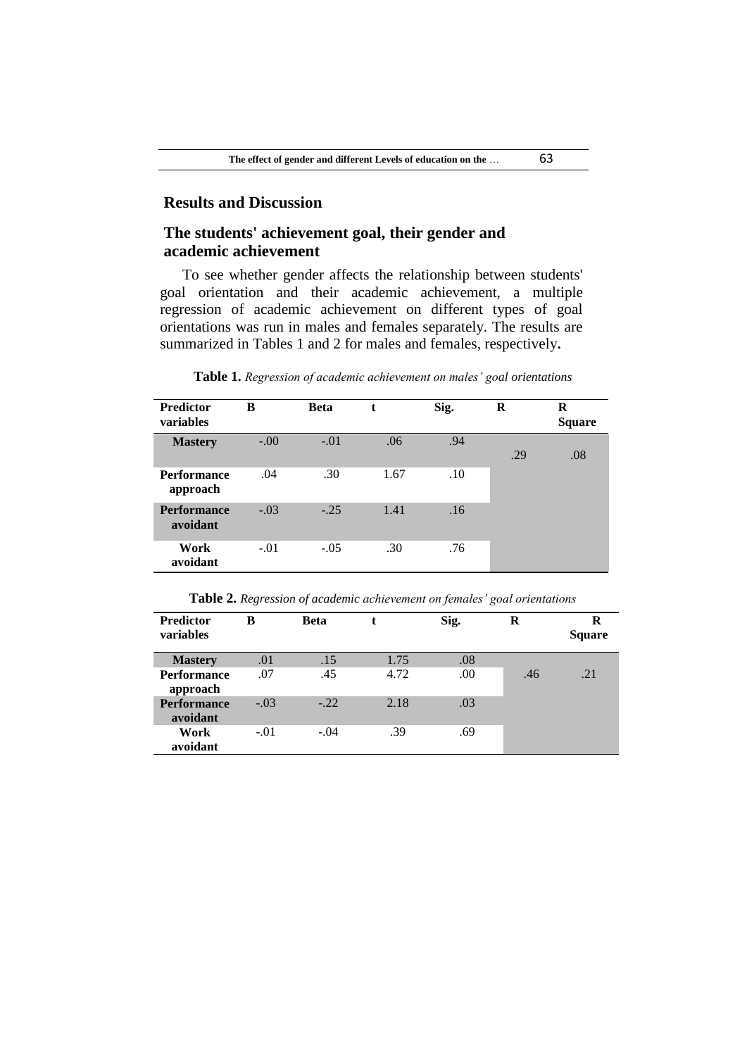## Results and Discussion

### The students' achievement goal, their gender and academic achievement

To see whether gender affects the relationship between students' goal orientation and their academic achievement, a multiple regression of academic achievement on different types of goal orientations was run in males and females separately. The results are summarized in Tables 1 and 2 for males and females, respectively.

**Table 1.** *Regression of academic achievement on males' goal orientations*

| Predictor variables | B | Beta | t | Sig. | R | R Square |
|---|---|---|---|---|---|---|
| **Mastery** | -.00 | -.01 | .06 | .94 | .29 | .08 |
| **Performance approach** | .04 | .30 | 1.67 | .10 | | |
| **Performance avoidant** | -.03 | -.25 | 1.41 | .16 | | |
| **Work avoidant** | -.01 | -.05 | .30 | .76 | | |

**Table 2.** *Regression of academic achievement on females' goal orientations*

| Predictor variables | B | Beta | t | Sig. | R | R Square |
|---|---|---|---|---|---|---|
| **Mastery** | .01 | .15 | 1.75 | .08 | .46 | .21 |
| **Performance approach** | .07 | .45 | 4.72 | .00 | | |
| **Performance avoidant** | -.03 | -.22 | 2.18 | .03 | | |
| **Work avoidant** | -.01 | -.04 | .39 | .69 | | |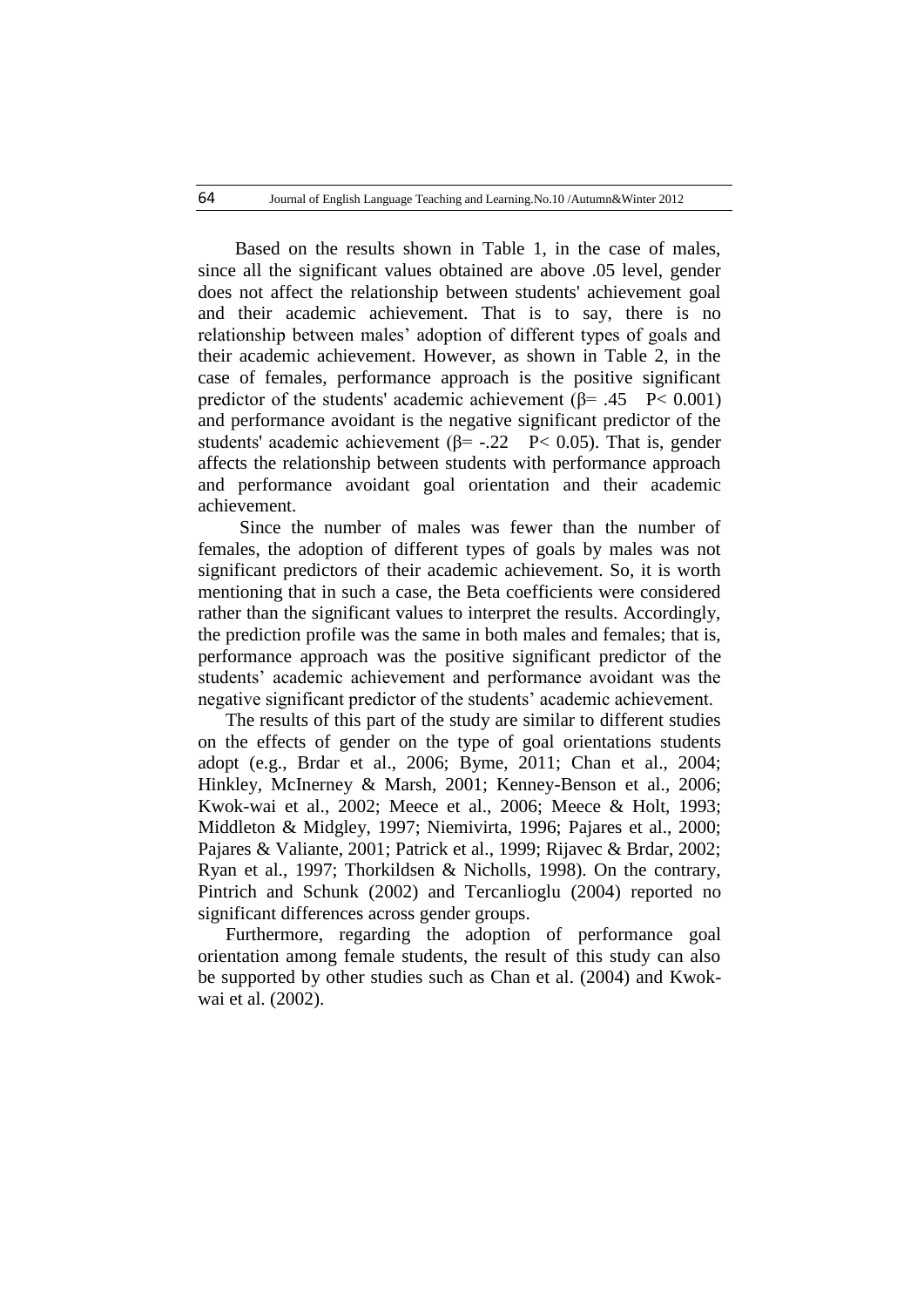Based on the results shown in Table 1, in the case of males, since all the significant values obtained are above .05 level, gender does not affect the relationship between students' achievement goal and their academic achievement. That is to say, there is no relationship between males' adoption of different types of goals and their academic achievement. However, as shown in Table 2, in the case of females, performance approach is the positive significant predictor of the students' academic achievement ($\beta = .45$ $P < 0.001$) and performance avoidant is the negative significant predictor of the students' academic achievement ($\beta = -.22$ $P < 0.05$). That is, gender affects the relationship between students with performance approach and performance avoidant goal orientation and their academic achievement.

Since the number of males was fewer than the number of females, the adoption of different types of goals by males was not significant predictors of their academic achievement. So, it is worth mentioning that in such a case, the Beta coefficients were considered rather than the significant values to interpret the results. Accordingly, the prediction profile was the same in both males and females; that is, performance approach was the positive significant predictor of the students' academic achievement and performance avoidant was the negative significant predictor of the students' academic achievement.

The results of this part of the study are similar to different studies on the effects of gender on the type of goal orientations students adopt (e.g., Brdar et al., 2006; Byme, 2011; Chan et al., 2004; Hinkley, McInerney & Marsh, 2001; Kenney-Benson et al., 2006; Kwok-wai et al., 2002; Meece et al., 2006; Meece & Holt, 1993; Middleton & Midgley, 1997; Niemivirta, 1996; Pajares et al., 2000; Pajares & Valiante, 2001; Patrick et al., 1999; Rijavec & Brdar, 2002; Ryan et al., 1997; Thorkildsen & Nicholls, 1998). On the contrary, Pintrich and Schunk (2002) and Tercanlioglu (2004) reported no significant differences across gender groups.

Furthermore, regarding the adoption of performance goal orientation among female students, the result of this study can also be supported by other studies such as Chan et al. (2004) and Kwok-wai et al. (2002).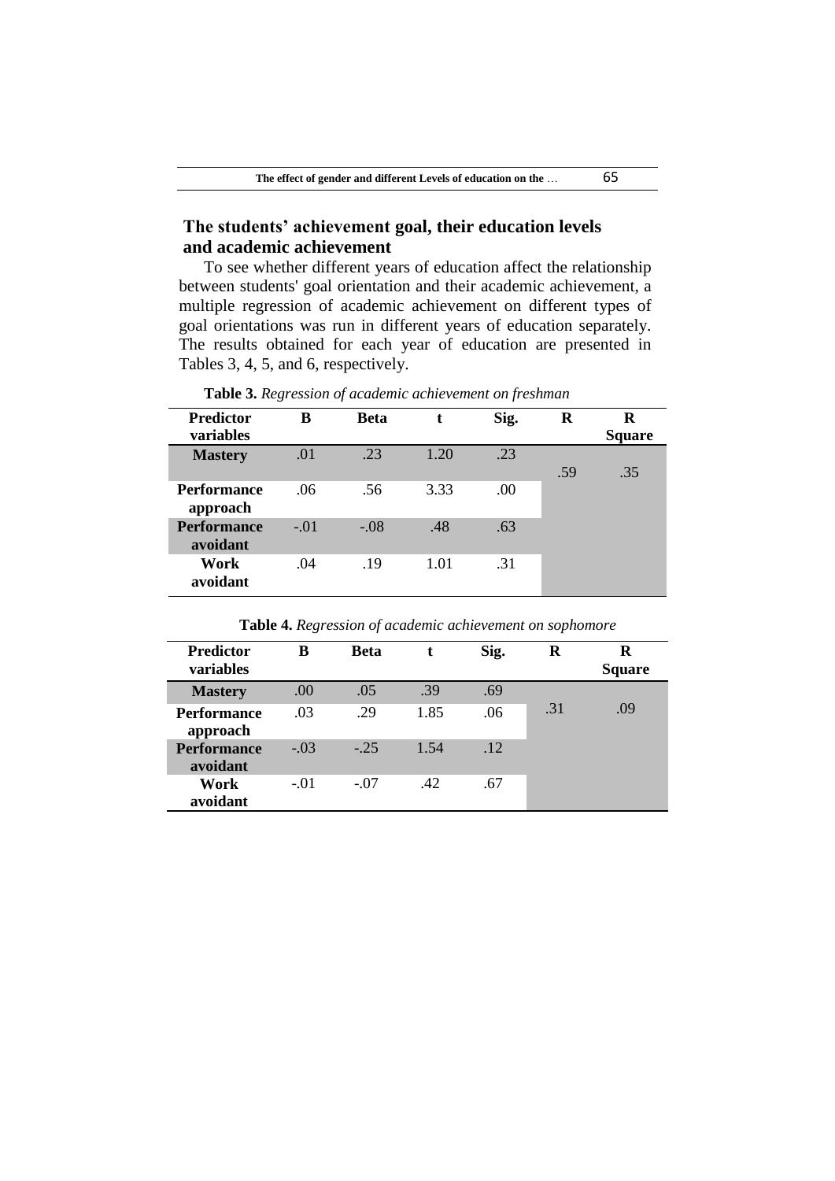## The students' achievement goal, their education levels and academic achievement

To see whether different years of education affect the relationship between students' goal orientation and their academic achievement, a multiple regression of academic achievement on different types of goal orientations was run in different years of education separately. The results obtained for each year of education are presented in Tables 3, 4, 5, and 6, respectively.

**Table 3.** *Regression of academic achievement on freshman*

| Predictor variables | B | Beta | t | Sig. | R | R Square |
|---|---|---|---|---|---|---|
| **Mastery** | .01 | .23 | 1.20 | .23 | .59 | .35 |
| **Performance approach** | .06 | .56 | 3.33 | .00 | | |
| **Performance avoidant** | -.01 | -.08 | .48 | .63 | | |
| **Work avoidant** | .04 | .19 | 1.01 | .31 | | |

**Table 4.** *Regression of academic achievement on sophomore*

| Predictor variables | B | Beta | t | Sig. | R | R Square |
|---|---|---|---|---|---|---|
| **Mastery** | .00 | .05 | .39 | .69 | .31 | .09 |
| **Performance approach** | .03 | .29 | 1.85 | .06 | | |
| **Performance avoidant** | -.03 | -.25 | 1.54 | .12 | | |
| **Work avoidant** | -.01 | -.07 | .42 | .67 | | |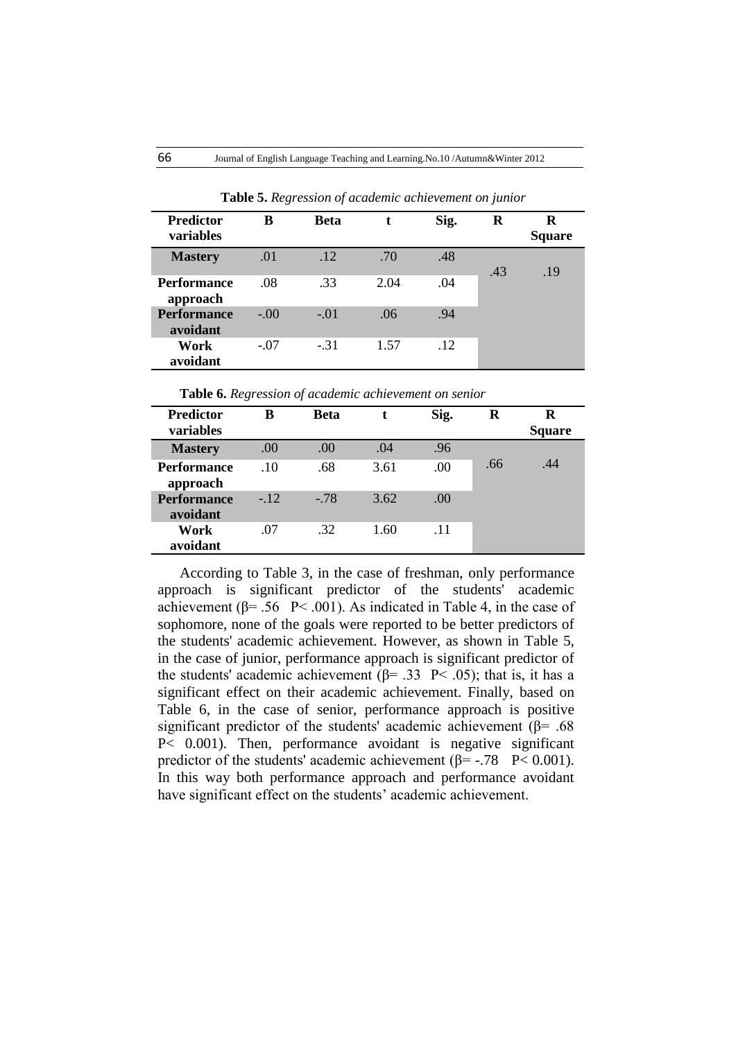**Table 5.** *Regression of academic achievement on junior*

| Predictor variables | B | Beta | t | Sig. | R | R Square |
|---|---|---|---|---|---|---|
| **Mastery** | .01 | .12 | .70 | .48 | .43 | .19 |
| **Performance approach** | .08 | .33 | 2.04 | .04 | | |
| **Performance avoidant** | -.00 | -.01 | .06 | .94 | | |
| **Work avoidant** | -.07 | -.31 | 1.57 | .12 | | |

**Table 6.** *Regression of academic achievement on senior*

| Predictor variables | B | Beta | t | Sig. | R | R Square |
|---|---|---|---|---|---|---|
| **Mastery** | .00 | .00 | .04 | .96 | .66 | .44 |
| **Performance approach** | .10 | .68 | 3.61 | .00 | | |
| **Performance avoidant** | -.12 | -.78 | 3.62 | .00 | | |
| **Work avoidant** | .07 | .32 | 1.60 | .11 | | |

According to Table 3, in the case of freshman, only performance approach is significant predictor of the students' academic achievement ($\beta = .56$ $P < .001$). As indicated in Table 4, in the case of sophomore, none of the goals were reported to be better predictors of the students' academic achievement. However, as shown in Table 5, in the case of junior, performance approach is significant predictor of the students' academic achievement ($\beta = .33$ $P < .05$); that is, it has a significant effect on their academic achievement. Finally, based on Table 6, in the case of senior, performance approach is positive significant predictor of the students' academic achievement ($\beta = .68$ $P < 0.001$). Then, performance avoidant is negative significant predictor of the students' academic achievement ($\beta = -.78$ $P < 0.001$). In this way both performance approach and performance avoidant have significant effect on the students' academic achievement.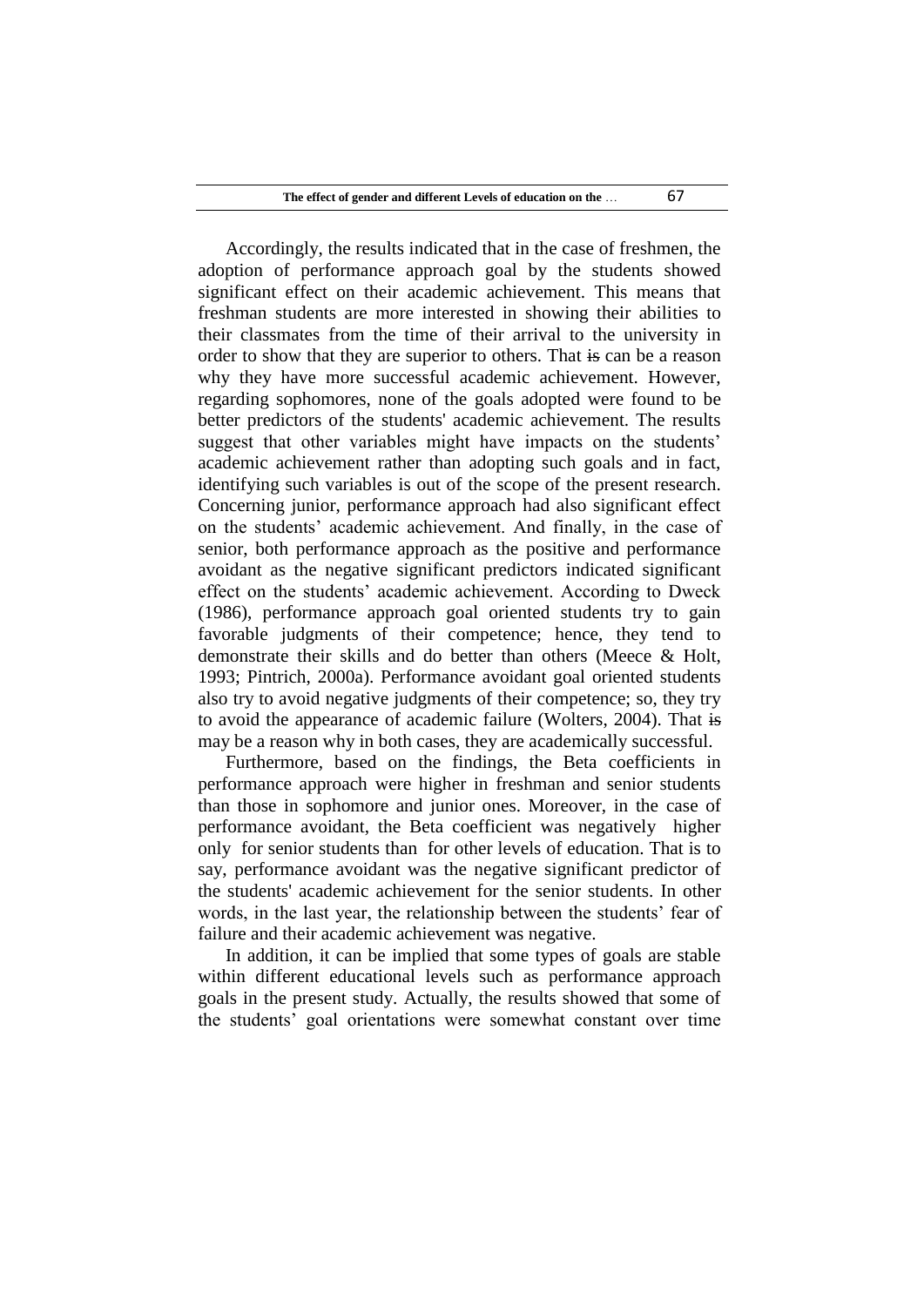Accordingly, the results indicated that in the case of freshmen, the adoption of performance approach goal by the students showed significant effect on their academic achievement. This means that freshman students are more interested in showing their abilities to their classmates from the time of their arrival to the university in order to show that they are superior to others. That ~~is~~ can be a reason why they have more successful academic achievement. However, regarding sophomores, none of the goals adopted were found to be better predictors of the students' academic achievement. The results suggest that other variables might have impacts on the students' academic achievement rather than adopting such goals and in fact, identifying such variables is out of the scope of the present research. Concerning junior, performance approach had also significant effect on the students' academic achievement. And finally, in the case of senior, both performance approach as the positive and performance avoidant as the negative significant predictors indicated significant effect on the students' academic achievement. According to Dweck (1986), performance approach goal oriented students try to gain favorable judgments of their competence; hence, they tend to demonstrate their skills and do better than others (Meece & Holt, 1993; Pintrich, 2000a). Performance avoidant goal oriented students also try to avoid negative judgments of their competence; so, they try to avoid the appearance of academic failure (Wolters, 2004). That ~~is~~ may be a reason why in both cases, they are academically successful.

Furthermore, based on the findings, the Beta coefficients in performance approach were higher in freshman and senior students than those in sophomore and junior ones. Moreover, in the case of performance avoidant, the Beta coefficient was negatively higher only for senior students than for other levels of education. That is to say, performance avoidant was the negative significant predictor of the students' academic achievement for the senior students. In other words, in the last year, the relationship between the students' fear of failure and their academic achievement was negative.

In addition, it can be implied that some types of goals are stable within different educational levels such as performance approach goals in the present study. Actually, the results showed that some of the students' goal orientations were somewhat constant over time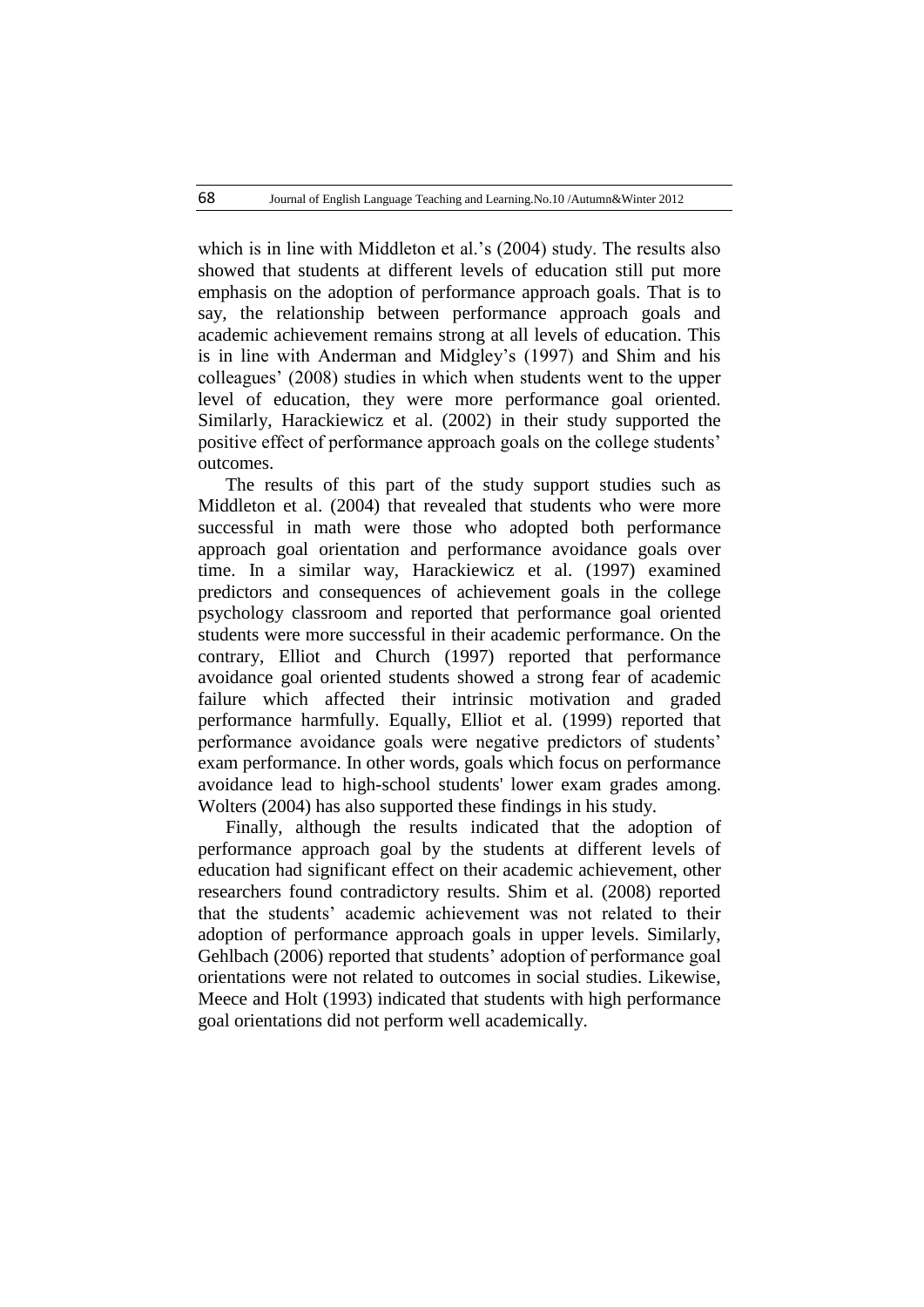which is in line with Middleton et al.'s (2004) study. The results also showed that students at different levels of education still put more emphasis on the adoption of performance approach goals. That is to say, the relationship between performance approach goals and academic achievement remains strong at all levels of education. This is in line with Anderman and Midgley's (1997) and Shim and his colleagues' (2008) studies in which when students went to the upper level of education, they were more performance goal oriented. Similarly, Harackiewicz et al. (2002) in their study supported the positive effect of performance approach goals on the college students' outcomes.

The results of this part of the study support studies such as Middleton et al. (2004) that revealed that students who were more successful in math were those who adopted both performance approach goal orientation and performance avoidance goals over time. In a similar way, Harackiewicz et al. (1997) examined predictors and consequences of achievement goals in the college psychology classroom and reported that performance goal oriented students were more successful in their academic performance. On the contrary, Elliot and Church (1997) reported that performance avoidance goal oriented students showed a strong fear of academic failure which affected their intrinsic motivation and graded performance harmfully. Equally, Elliot et al. (1999) reported that performance avoidance goals were negative predictors of students' exam performance. In other words, goals which focus on performance avoidance lead to high-school students' lower exam grades among. Wolters (2004) has also supported these findings in his study.

Finally, although the results indicated that the adoption of performance approach goal by the students at different levels of education had significant effect on their academic achievement, other researchers found contradictory results. Shim et al. (2008) reported that the students' academic achievement was not related to their adoption of performance approach goals in upper levels. Similarly, Gehlbach (2006) reported that students' adoption of performance goal orientations were not related to outcomes in social studies. Likewise, Meece and Holt (1993) indicated that students with high performance goal orientations did not perform well academically.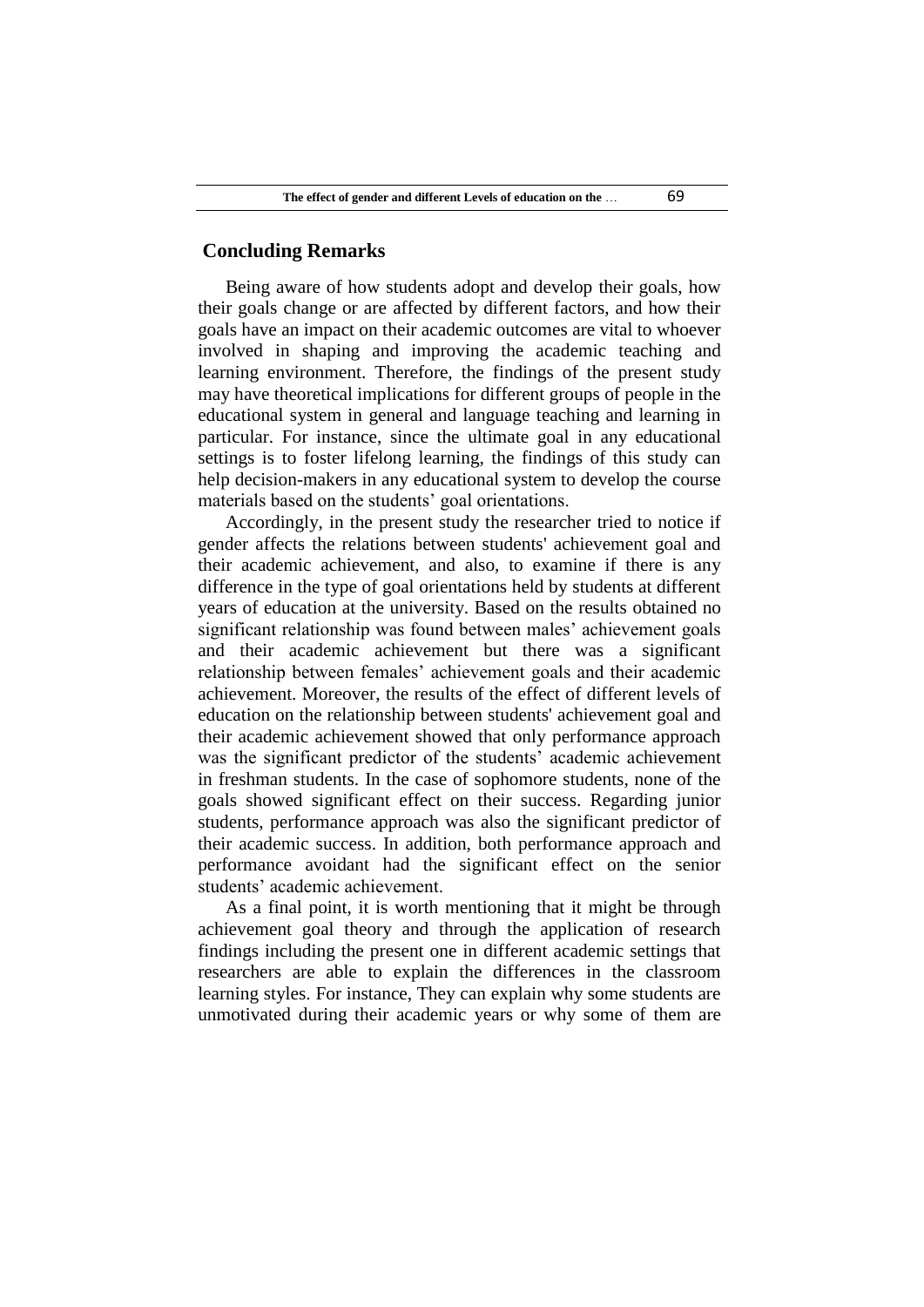## Concluding Remarks

Being aware of how students adopt and develop their goals, how their goals change or are affected by different factors, and how their goals have an impact on their academic outcomes are vital to whoever involved in shaping and improving the academic teaching and learning environment. Therefore, the findings of the present study may have theoretical implications for different groups of people in the educational system in general and language teaching and learning in particular. For instance, since the ultimate goal in any educational settings is to foster lifelong learning, the findings of this study can help decision-makers in any educational system to develop the course materials based on the students' goal orientations.

Accordingly, in the present study the researcher tried to notice if gender affects the relations between students' achievement goal and their academic achievement, and also, to examine if there is any difference in the type of goal orientations held by students at different years of education at the university. Based on the results obtained no significant relationship was found between males' achievement goals and their academic achievement but there was a significant relationship between females' achievement goals and their academic achievement. Moreover, the results of the effect of different levels of education on the relationship between students' achievement goal and their academic achievement showed that only performance approach was the significant predictor of the students' academic achievement in freshman students. In the case of sophomore students, none of the goals showed significant effect on their success. Regarding junior students, performance approach was also the significant predictor of their academic success. In addition, both performance approach and performance avoidant had the significant effect on the senior students' academic achievement.

As a final point, it is worth mentioning that it might be through achievement goal theory and through the application of research findings including the present one in different academic settings that researchers are able to explain the differences in the classroom learning styles. For instance, They can explain why some students are unmotivated during their academic years or why some of them are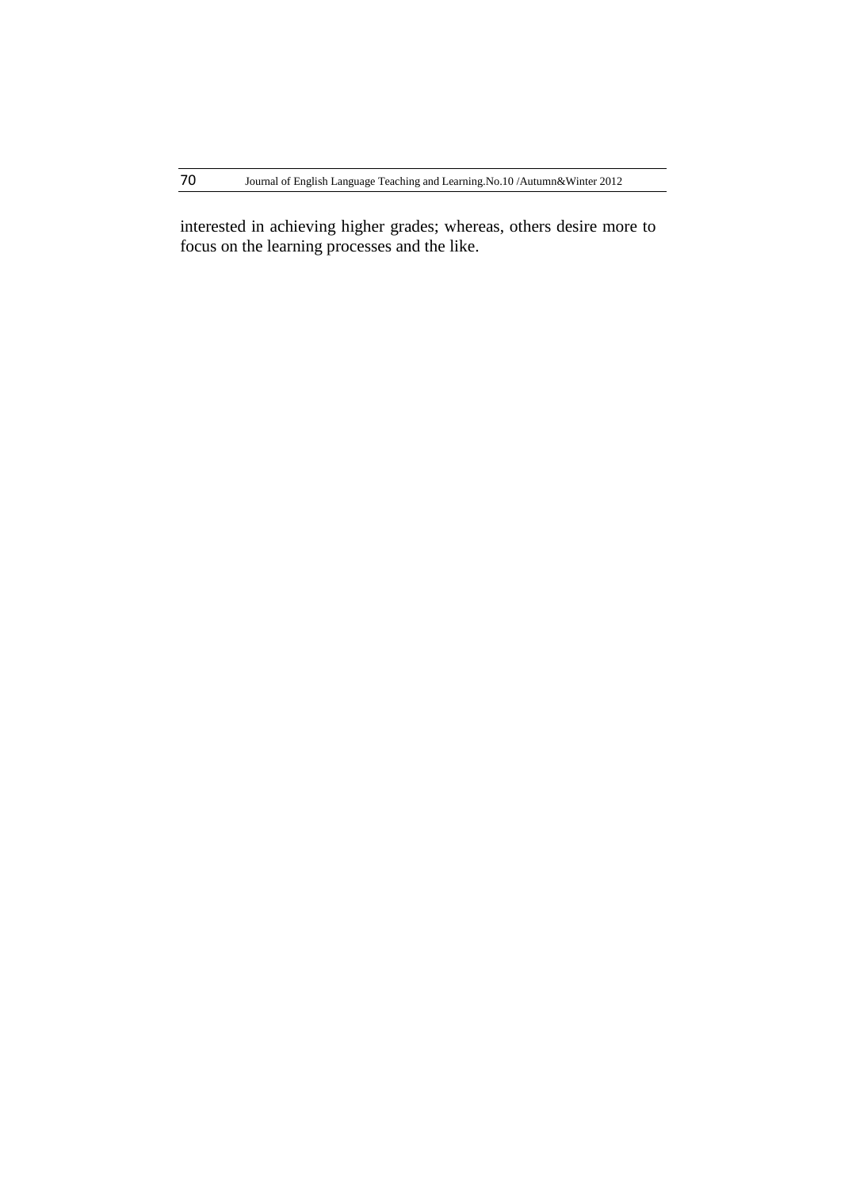interested in achieving higher grades; whereas, others desire more to focus on the learning processes and the like.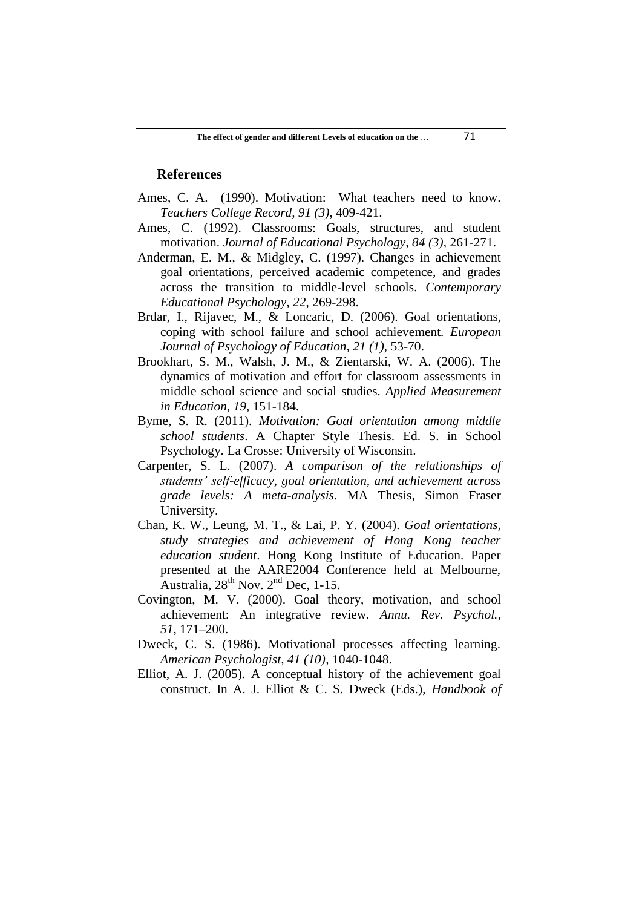## References

Ames, C. A. (1990). Motivation: What teachers need to know. *Teachers College Record, 91 (3)*, 409-421.

Ames, C. (1992). Classrooms: Goals, structures, and student motivation. *Journal of Educational Psychology, 84 (3)*, 261-271.

Anderman, E. M., & Midgley, C. (1997). Changes in achievement goal orientations, perceived academic competence, and grades across the transition to middle-level schools. *Contemporary Educational Psychology, 22*, 269-298.

Brdar, I., Rijavec, M., & Loncaric, D. (2006). Goal orientations, coping with school failure and school achievement. *European Journal of Psychology of Education, 21 (1)*, 53-70.

Brookhart, S. M., Walsh, J. M., & Zientarski, W. A. (2006). The dynamics of motivation and effort for classroom assessments in middle school science and social studies. *Applied Measurement in Education, 19*, 151-184.

Byme, S. R. (2011). *Motivation: Goal orientation among middle school students*. A Chapter Style Thesis. Ed. S. in School Psychology. La Crosse: University of Wisconsin.

Carpenter, S. L. (2007). *A comparison of the relationships of students' self-efficacy, goal orientation, and achievement across grade levels: A meta-analysis.* MA Thesis, Simon Fraser University.

Chan, K. W., Leung, M. T., & Lai, P. Y. (2004). *Goal orientations, study strategies and achievement of Hong Kong teacher education student*. Hong Kong Institute of Education. Paper presented at the AARE2004 Conference held at Melbourne, Australia, 28th Nov. 2nd Dec, 1-15.

Covington, M. V. (2000). Goal theory, motivation, and school achievement: An integrative review. *Annu. Rev. Psychol., 51*, 171–200.

Dweck, C. S. (1986). Motivational processes affecting learning. *American Psychologist, 41 (10)*, 1040-1048.

Elliot, A. J. (2005). A conceptual history of the achievement goal construct. In A. J. Elliot & C. S. Dweck (Eds.), *Handbook of*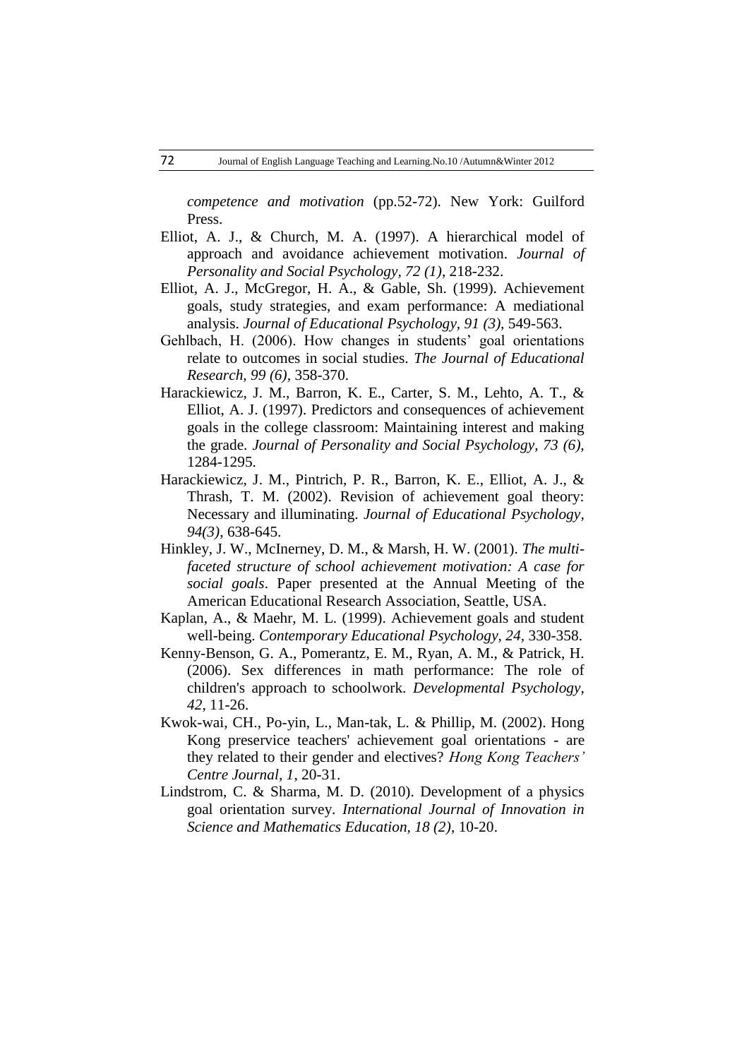*competence and motivation* (pp.52-72). New York: Guilford Press.

Elliot, A. J., & Church, M. A. (1997). A hierarchical model of approach and avoidance achievement motivation. *Journal of Personality and Social Psychology, 72 (1),* 218-232.

Elliot, A. J., McGregor, H. A., & Gable, Sh. (1999). Achievement goals, study strategies, and exam performance: A mediational analysis. *Journal of Educational Psychology, 91 (3),* 549-563.

Gehlbach, H. (2006). How changes in students' goal orientations relate to outcomes in social studies. *The Journal of Educational Research, 99 (6),* 358-370.

Harackiewicz, J. M., Barron, K. E., Carter, S. M., Lehto, A. T., & Elliot, A. J. (1997). Predictors and consequences of achievement goals in the college classroom: Maintaining interest and making the grade. *Journal of Personality and Social Psychology, 73 (6),* 1284-1295.

Harackiewicz, J. M., Pintrich, P. R., Barron, K. E., Elliot, A. J., & Thrash, T. M. (2002). Revision of achievement goal theory: Necessary and illuminating. *Journal of Educational Psychology, 94(3),* 638-645.

Hinkley, J. W., McInerney, D. M., & Marsh, H. W. (2001). *The multi-faceted structure of school achievement motivation: A case for social goals*. Paper presented at the Annual Meeting of the American Educational Research Association, Seattle, USA.

Kaplan, A., & Maehr, M. L. (1999). Achievement goals and student well-being. *Contemporary Educational Psychology, 24,* 330-358.

Kenny-Benson, G. A., Pomerantz, E. M., Ryan, A. M., & Patrick, H. (2006). Sex differences in math performance: The role of children's approach to schoolwork. *Developmental Psychology, 42,* 11-26.

Kwok-wai, CH., Po-yin, L., Man-tak, L. & Phillip, M. (2002). Hong Kong preservice teachers' achievement goal orientations - are they related to their gender and electives? *Hong Kong Teachers' Centre Journal, 1,* 20-31.

Lindstrom, C. & Sharma, M. D. (2010). Development of a physics goal orientation survey. *International Journal of Innovation in Science and Mathematics Education, 18 (2),* 10-20.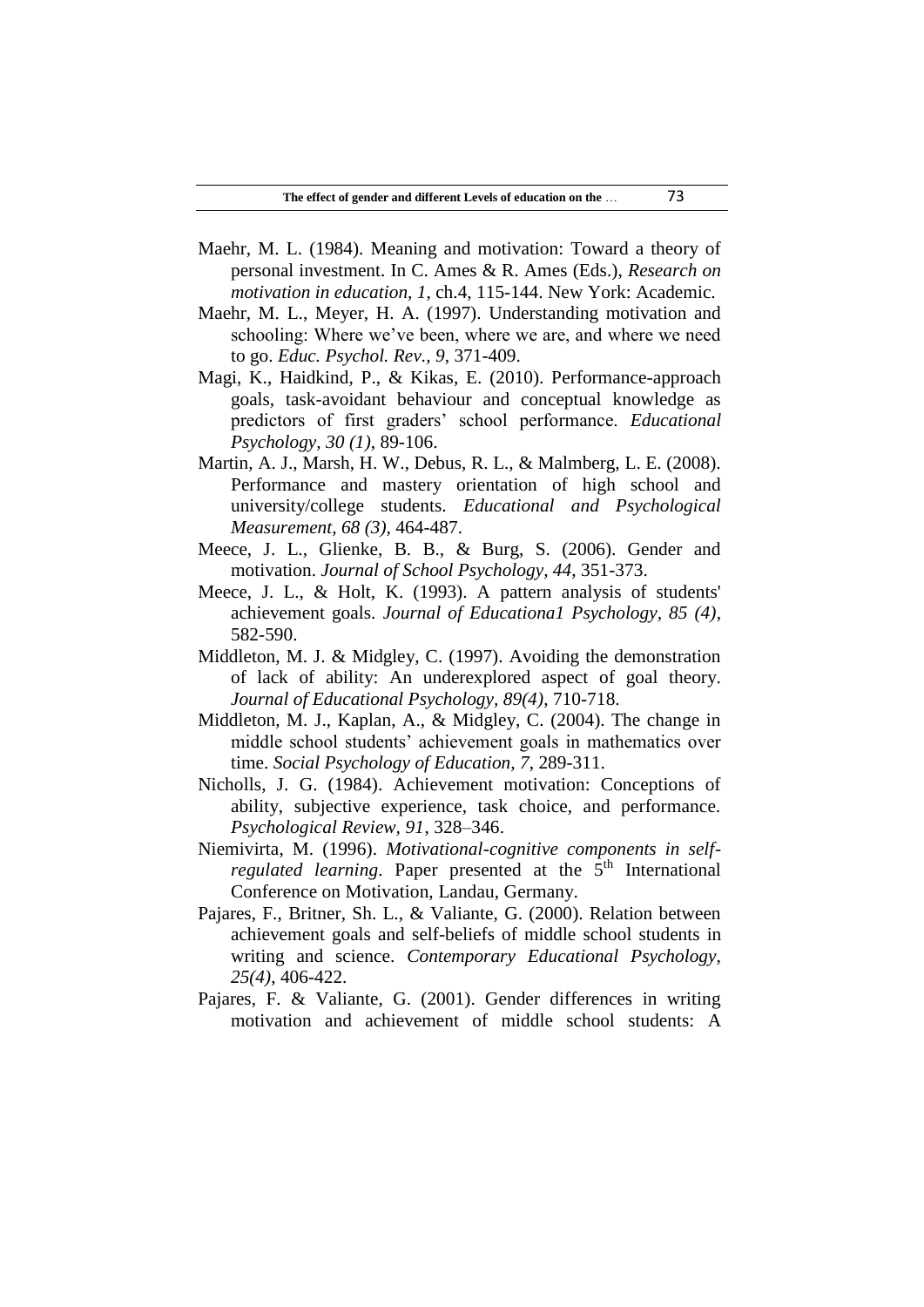Maehr, M. L. (1984). Meaning and motivation: Toward a theory of personal investment. In C. Ames & R. Ames (Eds.), *Research on motivation in education, 1*, ch.4, 115-144. New York: Academic.

Maehr, M. L., Meyer, H. A. (1997). Understanding motivation and schooling: Where we've been, where we are, and where we need to go. *Educ. Psychol. Rev., 9*, 371-409.

Magi, K., Haidkind, P., & Kikas, E. (2010). Performance-approach goals, task-avoidant behaviour and conceptual knowledge as predictors of first graders' school performance. *Educational Psychology, 30 (1)*, 89-106.

Martin, A. J., Marsh, H. W., Debus, R. L., & Malmberg, L. E. (2008). Performance and mastery orientation of high school and university/college students. *Educational and Psychological Measurement, 68 (3)*, 464-487.

Meece, J. L., Glienke, B. B., & Burg, S. (2006). Gender and motivation. *Journal of School Psychology, 44*, 351-373.

Meece, J. L., & Holt, K. (1993). A pattern analysis of students' achievement goals. *Journal of Educationa1 Psychology, 85 (4)*, 582-590.

Middleton, M. J. & Midgley, C. (1997). Avoiding the demonstration of lack of ability: An underexplored aspect of goal theory. *Journal of Educational Psychology, 89(4)*, 710-718.

Middleton, M. J., Kaplan, A., & Midgley, C. (2004). The change in middle school students' achievement goals in mathematics over time. *Social Psychology of Education, 7*, 289-311.

Nicholls, J. G. (1984). Achievement motivation: Conceptions of ability, subjective experience, task choice, and performance. *Psychological Review, 91*, 328–346.

Niemivirta, M. (1996). *Motivational-cognitive components in self-regulated learning*. Paper presented at the 5th International Conference on Motivation, Landau, Germany.

Pajares, F., Britner, Sh. L., & Valiante, G. (2000). Relation between achievement goals and self-beliefs of middle school students in writing and science. *Contemporary Educational Psychology, 25(4)*, 406-422.

Pajares, F. & Valiante, G. (2001). Gender differences in writing motivation and achievement of middle school students: A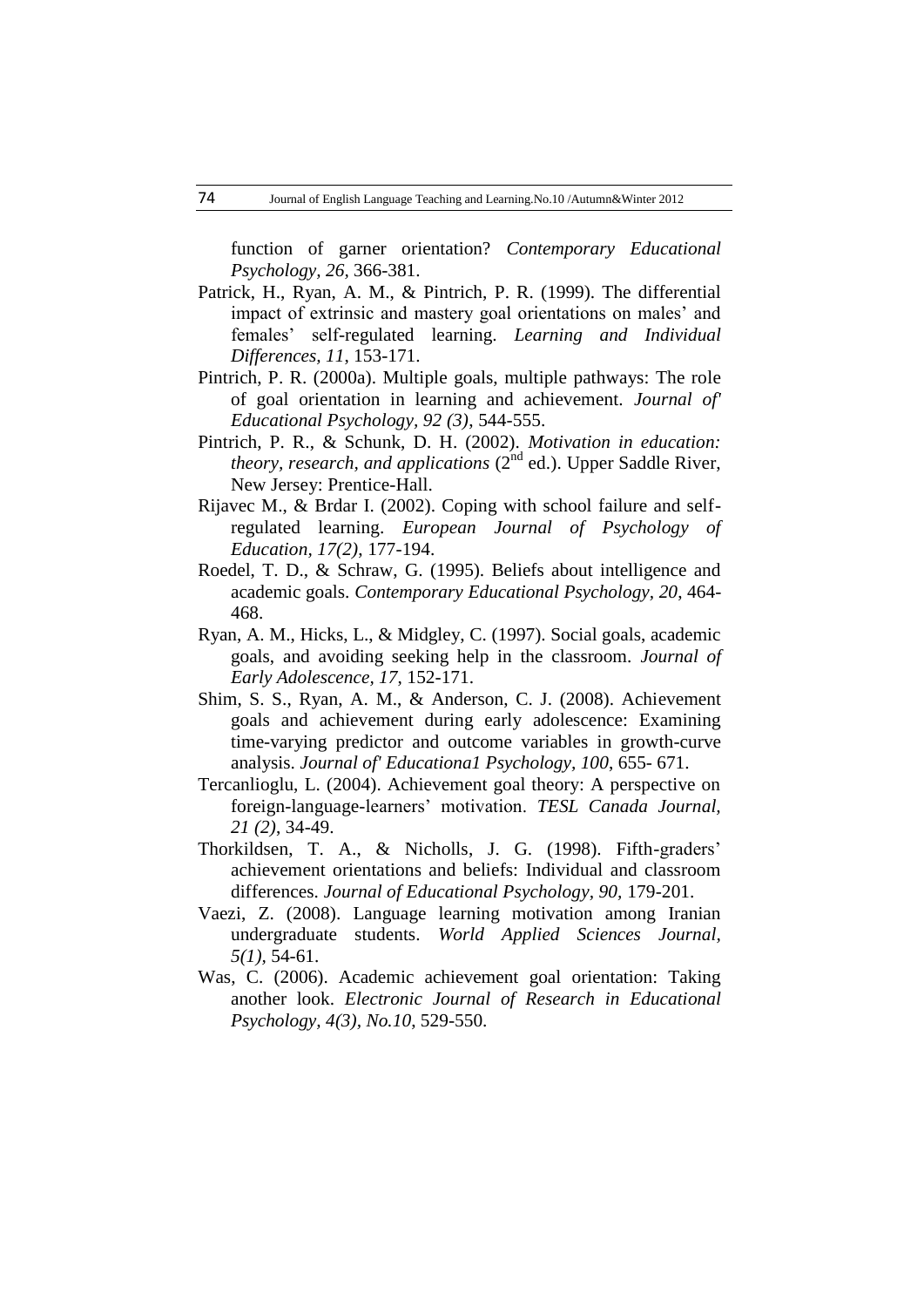function of garner orientation? *Contemporary Educational Psychology, 26*, 366-381.

Patrick, H., Ryan, A. M., & Pintrich, P. R. (1999). The differential impact of extrinsic and mastery goal orientations on males' and females' self-regulated learning. *Learning and Individual Differences, 11*, 153-171.

Pintrich, P. R. (2000a). Multiple goals, multiple pathways: The role of goal orientation in learning and achievement. *Journal of' Educational Psychology, 92 (3)*, 544-555.

Pintrich, P. R., & Schunk, D. H. (2002). *Motivation in education: theory, research, and applications* (2nd ed.). Upper Saddle River, New Jersey: Prentice-Hall.

Rijavec M., & Brdar I. (2002). Coping with school failure and self-regulated learning. *European Journal of Psychology of Education, 17(2)*, 177-194.

Roedel, T. D., & Schraw, G. (1995). Beliefs about intelligence and academic goals. *Contemporary Educational Psychology, 20*, 464-468.

Ryan, A. M., Hicks, L., & Midgley, C. (1997). Social goals, academic goals, and avoiding seeking help in the classroom. *Journal of Early Adolescence, 17*, 152-171.

Shim, S. S., Ryan, A. M., & Anderson, C. J. (2008). Achievement goals and achievement during early adolescence: Examining time-varying predictor and outcome variables in growth-curve analysis. *Journal of' Educationa1 Psychology, 100*, 655- 671.

Tercanlioglu, L. (2004). Achievement goal theory: A perspective on foreign-language-learners' motivation. *TESL Canada Journal, 21 (2)*, 34-49.

Thorkildsen, T. A., & Nicholls, J. G. (1998). Fifth-graders' achievement orientations and beliefs: Individual and classroom differences. *Journal of Educational Psychology, 90,* 179-201.

Vaezi, Z. (2008). Language learning motivation among Iranian undergraduate students. *World Applied Sciences Journal, 5(1)*, 54-61.

Was, C. (2006). Academic achievement goal orientation: Taking another look. *Electronic Journal of Research in Educational Psychology, 4(3), No.10*, 529-550.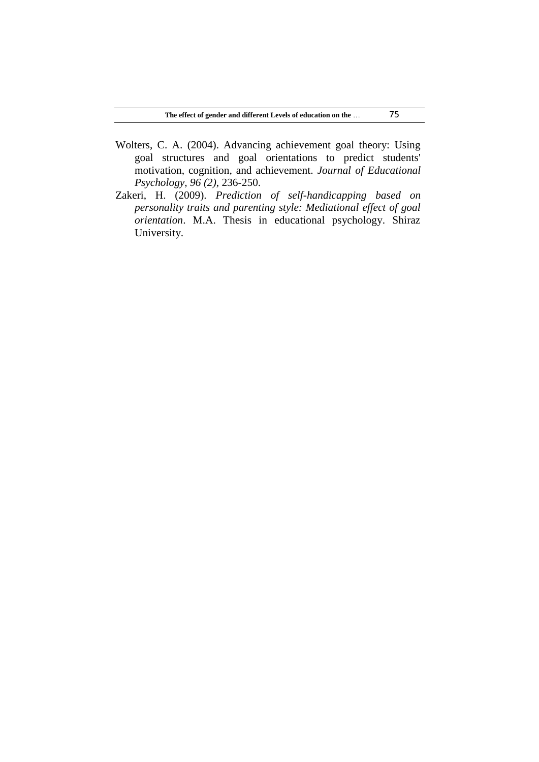Wolters, C. A. (2004). Advancing achievement goal theory: Using goal structures and goal orientations to predict students' motivation, cognition, and achievement. *Journal of Educational Psychology, 96 (2)*, 236-250.

Zakeri, H. (2009). *Prediction of self-handicapping based on personality traits and parenting style: Mediational effect of goal orientation*. M.A. Thesis in educational psychology. Shiraz University.